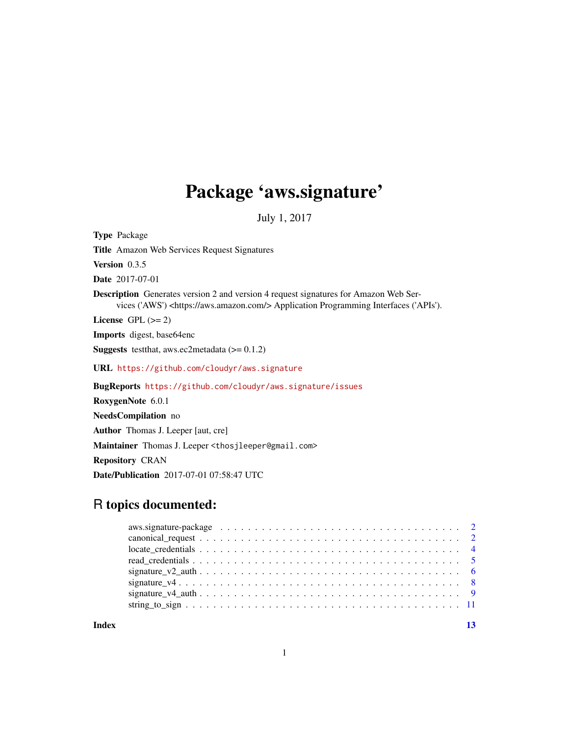# Package 'aws.signature'

July 1, 2017

**Type** Package

**Title** Amazon Web Services Request Signatures

**Version** 0.3.5

**Date** 2017-07-01

**Description** Generates version 2 and version 4 request signatures for Amazon Web Services ('AWS') <https://aws.amazon.com/> Application Programming Interfaces ('APIs').

**License** GPL (>= 2)

**Imports** digest, base64enc

**Suggests** testthat, aws.ec2metadata (>= 0.1.2)

**URL** https://github.com/cloudyr/aws.signature

**BugReports** https://github.com/cloudyr/aws.signature/issues

**RoxygenNote** 6.0.1

**NeedsCompilation** no

**Author** Thomas J. Leeper [aut, cre]

**Maintainer** Thomas J. Leeper <thosjleeper@gmail.com>

**Repository** CRAN

**Date/Publication** 2017-07-01 07:58:47 UTC

## R topics documented:

- aws.signature-package . . . . . . . . . . 2
- canonical_request . . . . . . . . . . 2
- locate_credentials . . . . . . . . . . 4
- read_credentials . . . . . . . . . . 5
- signature_v2_auth . . . . . . . . . . 6
- signature_v4 . . . . . . . . . . 8
- signature_v4_auth . . . . . . . . . . 9
- string_to_sign . . . . . . . . . . 11

**Index** 13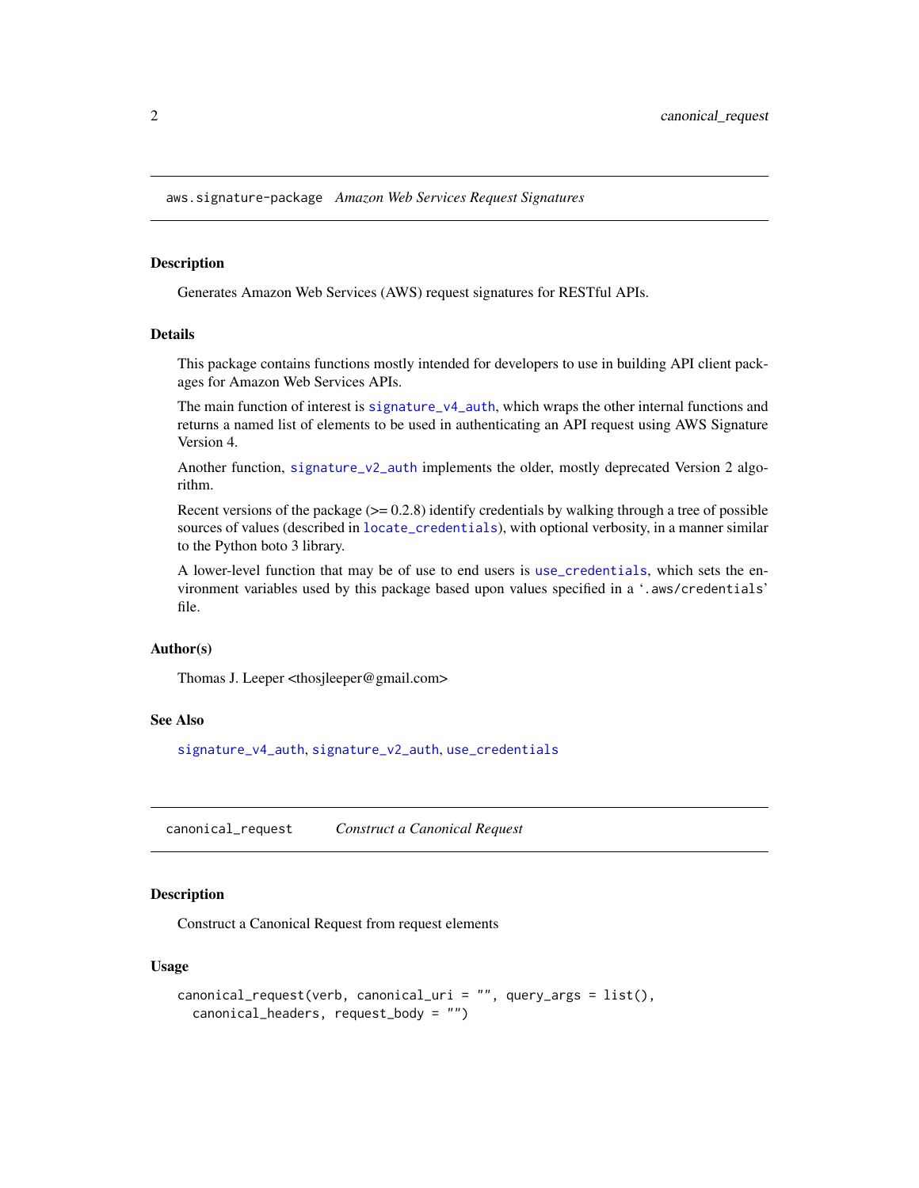## aws.signature-package *Amazon Web Services Request Signatures*

### Description

Generates Amazon Web Services (AWS) request signatures for RESTful APIs.

### Details

This package contains functions mostly intended for developers to use in building API client packages for Amazon Web Services APIs.

The main function of interest is `signature_v4_auth`, which wraps the other internal functions and returns a named list of elements to be used in authenticating an API request using AWS Signature Version 4.

Another function, `signature_v2_auth` implements the older, mostly deprecated Version 2 algorithm.

Recent versions of the package (>= 0.2.8) identify credentials by walking through a tree of possible sources of values (described in `locate_credentials`), with optional verbosity, in a manner similar to the Python boto 3 library.

A lower-level function that may be of use to end users is `use_credentials`, which sets the environment variables used by this package based upon values specified in a '`.aws/credentials`' file.

### Author(s)

Thomas J. Leeper <thosjleeper@gmail.com>

### See Also

`signature_v4_auth`, `signature_v2_auth`, `use_credentials`

## canonical_request *Construct a Canonical Request*

### Description

Construct a Canonical Request from request elements

### Usage

```
canonical_request(verb, canonical_uri = "", query_args = list(),
  canonical_headers, request_body = "")
```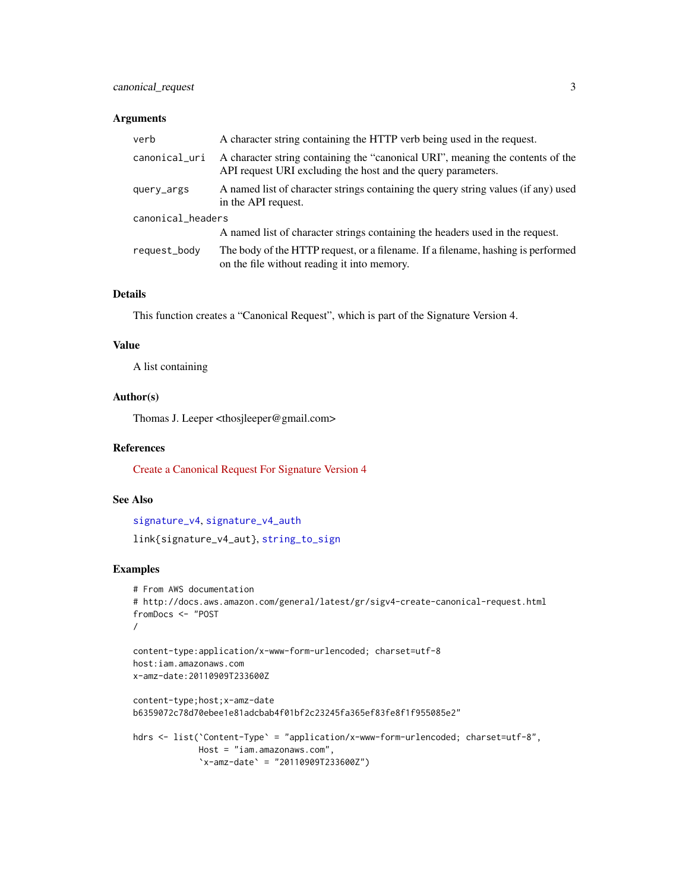### Arguments

| | |
|---|---|
| `verb` | A character string containing the HTTP verb being used in the request. |
| `canonical_uri` | A character string containing the "canonical URI", meaning the contents of the API request URI excluding the host and the query parameters. |
| `query_args` | A named list of character strings containing the query string values (if any) used in the API request. |
| `canonical_headers` | A named list of character strings containing the headers used in the request. |
| `request_body` | The body of the HTTP request, or a filename. If a filename, hashing is performed on the file without reading it into memory. |

### Details

This function creates a "Canonical Request", which is part of the Signature Version 4.

### Value

A list containing

### Author(s)

Thomas J. Leeper <thosjleeper@gmail.com>

### References

Create a Canonical Request For Signature Version 4

### See Also

`signature_v4`, `signature_v4_auth`

`link{signature_v4_aut}`, `string_to_sign`

### Examples

```
# From AWS documentation
# http://docs.aws.amazon.com/general/latest/gr/sigv4-create-canonical-request.html
fromDocs <- "POST
/

content-type:application/x-www-form-urlencoded; charset=utf-8
host:iam.amazonaws.com
x-amz-date:20110909T233600Z

content-type;host;x-amz-date
b6359072c78d70ebee1e81adcbab4f01bf2c23245fa365ef83fe8f1f955085e2"

hdrs <- list(`Content-Type` = "application/x-www-form-urlencoded; charset=utf-8",
             Host = "iam.amazonaws.com",
             `x-amz-date` = "20110909T233600Z")
```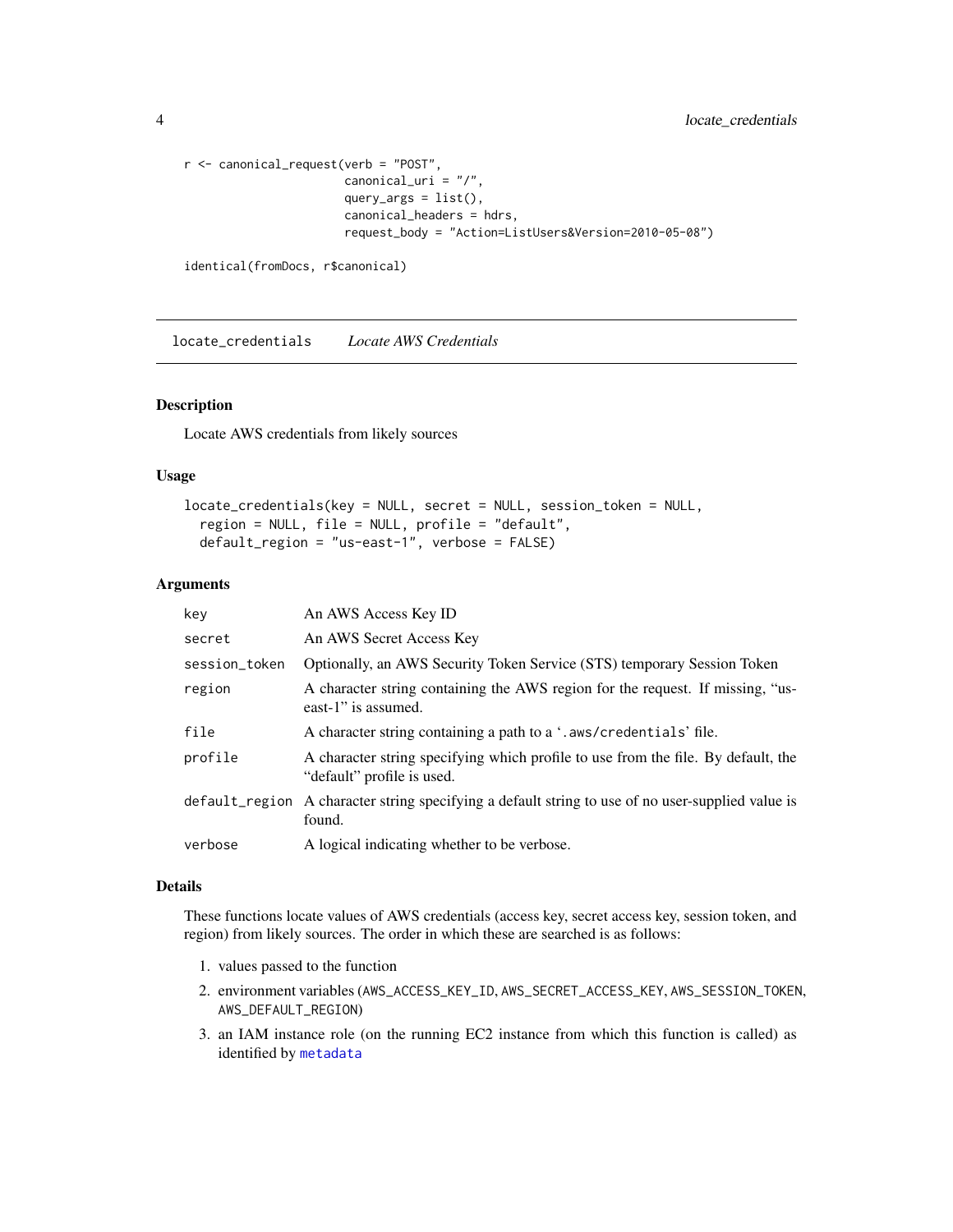```
r <- canonical_request(verb = "POST",
                       canonical_uri = "/",
                       query_args = list(),
                       canonical_headers = hdrs,
                       request_body = "Action=ListUsers&Version=2010-05-08")

identical(fromDocs, r$canonical)
```

## `locate_credentials` *Locate AWS Credentials*

### Description

Locate AWS credentials from likely sources

### Usage

```
locate_credentials(key = NULL, secret = NULL, session_token = NULL,
  region = NULL, file = NULL, profile = "default",
  default_region = "us-east-1", verbose = FALSE)
```

### Arguments

| | |
|---|---|
| `key` | An AWS Access Key ID |
| `secret` | An AWS Secret Access Key |
| `session_token` | Optionally, an AWS Security Token Service (STS) temporary Session Token |
| `region` | A character string containing the AWS region for the request. If missing, "us-east-1" is assumed. |
| `file` | A character string containing a path to a '`.aws/credentials`' file. |
| `profile` | A character string specifying which profile to use from the file. By default, the "default" profile is used. |
| `default_region` | A character string specifying a default string to use of no user-supplied value is found. |
| `verbose` | A logical indicating whether to be verbose. |

### Details

These functions locate values of AWS credentials (access key, secret access key, session token, and region) from likely sources. The order in which these are searched is as follows:

1. values passed to the function
2. environment variables (`AWS_ACCESS_KEY_ID`, `AWS_SECRET_ACCESS_KEY`, `AWS_SESSION_TOKEN`, `AWS_DEFAULT_REGION`)
3. an IAM instance role (on the running EC2 instance from which this function is called) as identified by `metadata`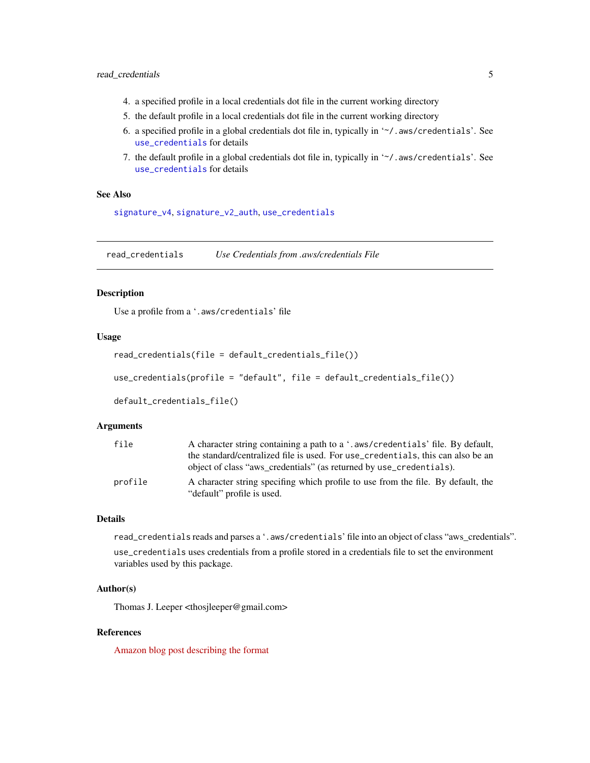4. a specified profile in a local credentials dot file in the current working directory
5. the default profile in a local credentials dot file in the current working directory
6. a specified profile in a global credentials dot file in, typically in '`~/.aws/credentials`'. See `use_credentials` for details
7. the default profile in a global credentials dot file in, typically in '`~/.aws/credentials`'. See `use_credentials` for details

### See Also

`signature_v4`, `signature_v2_auth`, `use_credentials`

---

## read_credentials — *Use Credentials from .aws/credentials File*

---

### Description

Use a profile from a '`.aws/credentials`' file

### Usage

```
read_credentials(file = default_credentials_file())

use_credentials(profile = "default", file = default_credentials_file())

default_credentials_file()
```

### Arguments

| | |
|---|---|
| `file` | A character string containing a path to a '`.aws/credentials`' file. By default, the standard/centralized file is used. For `use_credentials`, this can also be an object of class "aws_credentials" (as returned by `use_credentials`). |
| `profile` | A character string specifing which profile to use from the file. By default, the "default" profile is used. |

### Details

`read_credentials` reads and parses a '`.aws/credentials`' file into an object of class "aws_credentials".

`use_credentials` uses credentials from a profile stored in a credentials file to set the environment variables used by this package.

### Author(s)

Thomas J. Leeper <thosjleeper@gmail.com>

### References

Amazon blog post describing the format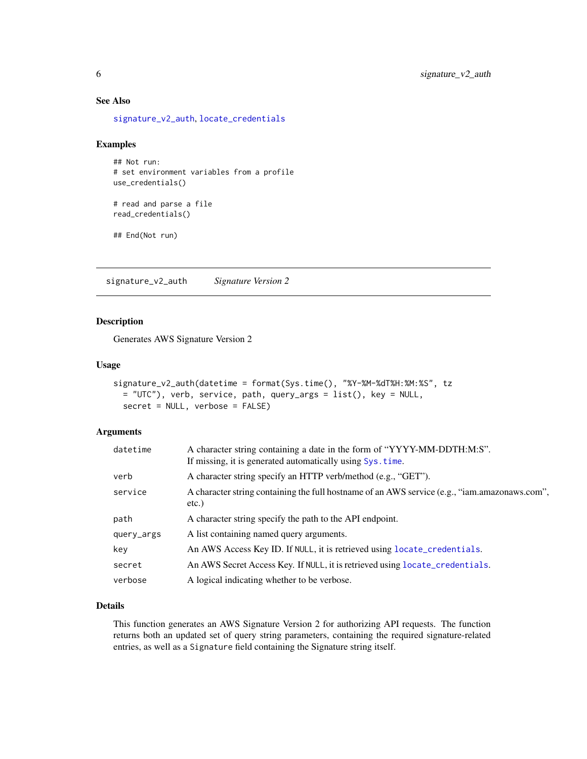### See Also

signature_v2_auth, locate_credentials

### Examples

```
## Not run:
# set environment variables from a profile
use_credentials()

# read and parse a file
read_credentials()

## End(Not run)
```

---

## signature_v2_auth    *Signature Version 2*

### Description

Generates AWS Signature Version 2

### Usage

```
signature_v2_auth(datetime = format(Sys.time(), "%Y-%M-%dT%H:%M:%S", tz
  = "UTC"), verb, service, path, query_args = list(), key = NULL,
  secret = NULL, verbose = FALSE)
```

### Arguments

| | |
|---|---|
| datetime | A character string containing a date in the form of "YYYY-MM-DDTH:M:S". If missing, it is generated automatically using Sys.time. |
| verb | A character string specify an HTTP verb/method (e.g., "GET"). |
| service | A character string containing the full hostname of an AWS service (e.g., "iam.amazonaws.com", etc.) |
| path | A character string specify the path to the API endpoint. |
| query_args | A list containing named query arguments. |
| key | An AWS Access Key ID. If NULL, it is retrieved using locate_credentials. |
| secret | An AWS Secret Access Key. If NULL, it is retrieved using locate_credentials. |
| verbose | A logical indicating whether to be verbose. |

### Details

This function generates an AWS Signature Version 2 for authorizing API requests. The function returns both an updated set of query string parameters, containing the required signature-related entries, as well as a Signature field containing the Signature string itself.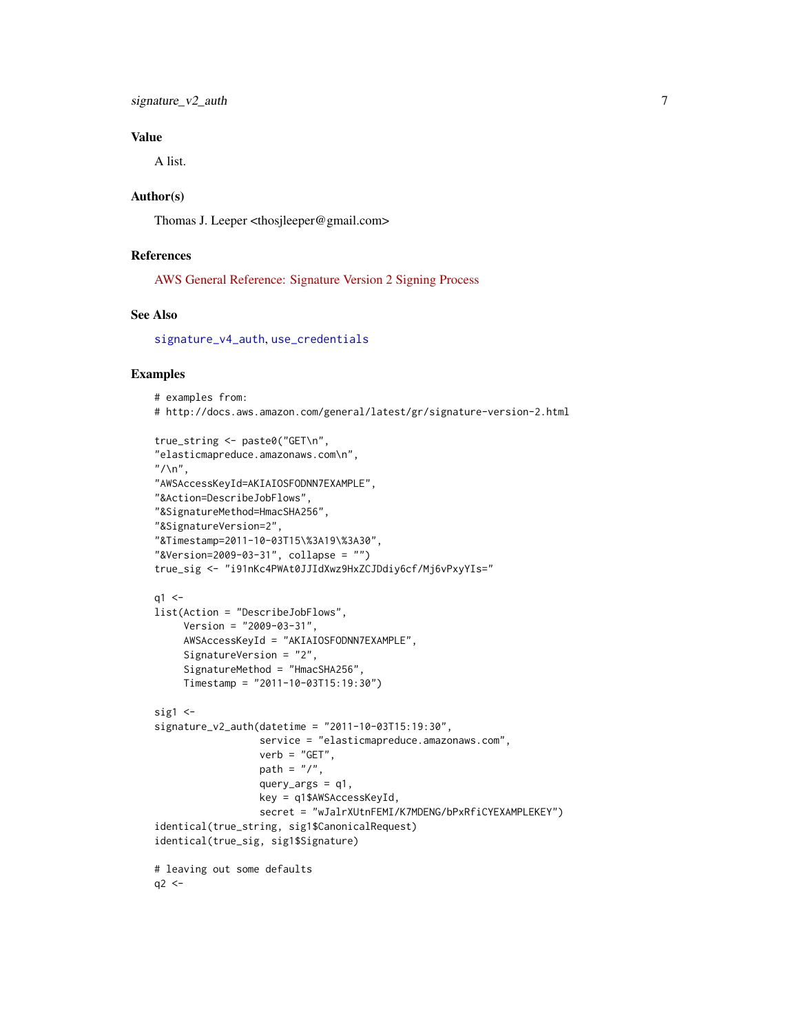### Value

A list.

### Author(s)

Thomas J. Leeper <thosjleeper@gmail.com>

### References

AWS General Reference: Signature Version 2 Signing Process

### See Also

`signature_v4_auth`, `use_credentials`

### Examples

```
# examples from:
# http://docs.aws.amazon.com/general/latest/gr/signature-version-2.html

true_string <- paste0("GET\n",
"elasticmapreduce.amazonaws.com\n",
"/\n",
"AWSAccessKeyId=AKIAIOSFODNN7EXAMPLE",
"&Action=DescribeJobFlows",
"&SignatureMethod=HmacSHA256",
"&SignatureVersion=2",
"&Timestamp=2011-10-03T15\%3A19\%3A30",
"&Version=2009-03-31", collapse = "")
true_sig <- "i91nKc4PWAt0JJIdXwz9HxZCJDdiy6cf/Mj6vPxyYIs="

q1 <-
list(Action = "DescribeJobFlows",
     Version = "2009-03-31",
     AWSAccessKeyId = "AKIAIOSFODNN7EXAMPLE",
     SignatureVersion = "2",
     SignatureMethod = "HmacSHA256",
     Timestamp = "2011-10-03T15:19:30")

sig1 <-
signature_v2_auth(datetime = "2011-10-03T15:19:30",
                  service = "elasticmapreduce.amazonaws.com",
                  verb = "GET",
                  path = "/",
                  query_args = q1,
                  key = q1$AWSAccessKeyId,
                  secret = "wJalrXUtnFEMI/K7MDENG/bPxRfiCYEXAMPLEKEY")
identical(true_string, sig1$CanonicalRequest)
identical(true_sig, sig1$Signature)

# leaving out some defaults
q2 <-
```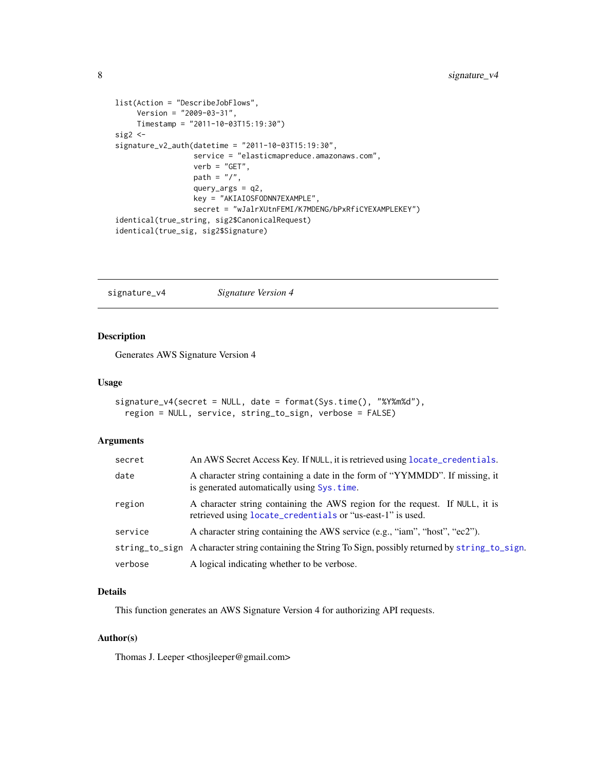```
list(Action = "DescribeJobFlows",
     Version = "2009-03-31",
     Timestamp = "2011-10-03T15:19:30")
sig2 <-
signature_v2_auth(datetime = "2011-10-03T15:19:30",
                  service = "elasticmapreduce.amazonaws.com",
                  verb = "GET",
                  path = "/",
                  query_args = q2,
                  key = "AKIAIOSFODNN7EXAMPLE",
                  secret = "wJalrXUtnFEMI/K7MDENG/bPxRfiCYEXAMPLEKEY")
identical(true_string, sig2$CanonicalRequest)
identical(true_sig, sig2$Signature)
```

## signature_v4 *Signature Version 4*

### Description

Generates AWS Signature Version 4

### Usage

```
signature_v4(secret = NULL, date = format(Sys.time(), "%Y%m%d"),
  region = NULL, service, string_to_sign, verbose = FALSE)
```

### Arguments

| | |
|---|---|
| `secret` | An AWS Secret Access Key. If `NULL`, it is retrieved using `locate_credentials`. |
| `date` | A character string containing a date in the form of "YYMMDD". If missing, it is generated automatically using `Sys.time`. |
| `region` | A character string containing the AWS region for the request. If `NULL`, it is retrieved using `locate_credentials` or "us-east-1" is used. |
| `service` | A character string containing the AWS service (e.g., "iam", "host", "ec2"). |
| `string_to_sign` | A character string containing the String To Sign, possibly returned by `string_to_sign`. |
| `verbose` | A logical indicating whether to be verbose. |

### Details

This function generates an AWS Signature Version 4 for authorizing API requests.

### Author(s)

Thomas J. Leeper <thosjleeper@gmail.com>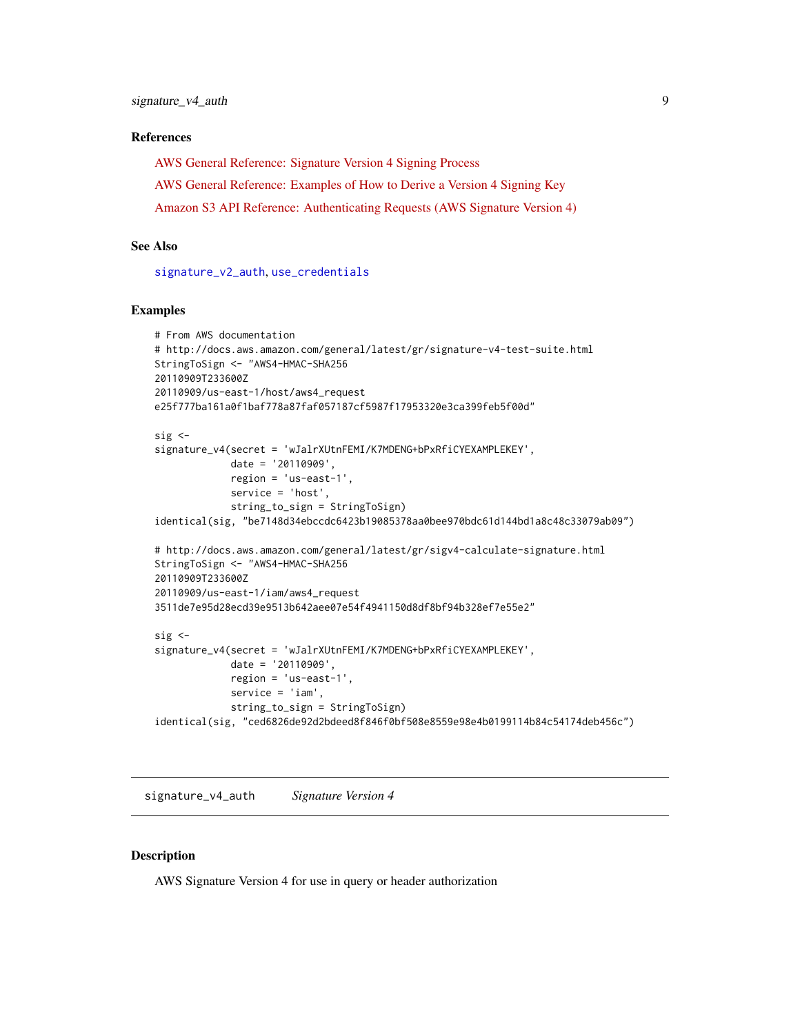### References

AWS General Reference: Signature Version 4 Signing Process

AWS General Reference: Examples of How to Derive a Version 4 Signing Key

Amazon S3 API Reference: Authenticating Requests (AWS Signature Version 4)

### See Also

signature_v2_auth, use_credentials

### Examples

```
# From AWS documentation
# http://docs.aws.amazon.com/general/latest/gr/signature-v4-test-suite.html
StringToSign <- "AWS4-HMAC-SHA256
20110909T233600Z
20110909/us-east-1/host/aws4_request
e25f777ba161a0f1baf778a87faf057187cf5987f17953320e3ca399feb5f00d"

sig <-
signature_v4(secret = 'wJalrXUtnFEMI/K7MDENG+bPxRfiCYEXAMPLEKEY',
             date = '20110909',
             region = 'us-east-1',
             service = 'host',
             string_to_sign = StringToSign)
identical(sig, "be7148d34ebccdc6423b19085378aa0bee970bdc61d144bd1a8c48c33079ab09")

# http://docs.aws.amazon.com/general/latest/gr/sigv4-calculate-signature.html
StringToSign <- "AWS4-HMAC-SHA256
20110909T233600Z
20110909/us-east-1/iam/aws4_request
3511de7e95d28ecd39e9513b642aee07e54f4941150d8df8bf94b328ef7e55e2"

sig <-
signature_v4(secret = 'wJalrXUtnFEMI/K7MDENG+bPxRfiCYEXAMPLEKEY',
             date = '20110909',
             region = 'us-east-1',
             service = 'iam',
             string_to_sign = StringToSign)
identical(sig, "ced6826de92d2bdeed8f846f0bf508e8559e98e4b0199114b84c54174deb456c")
```

---

## signature_v4_auth    *Signature Version 4*

### Description

AWS Signature Version 4 for use in query or header authorization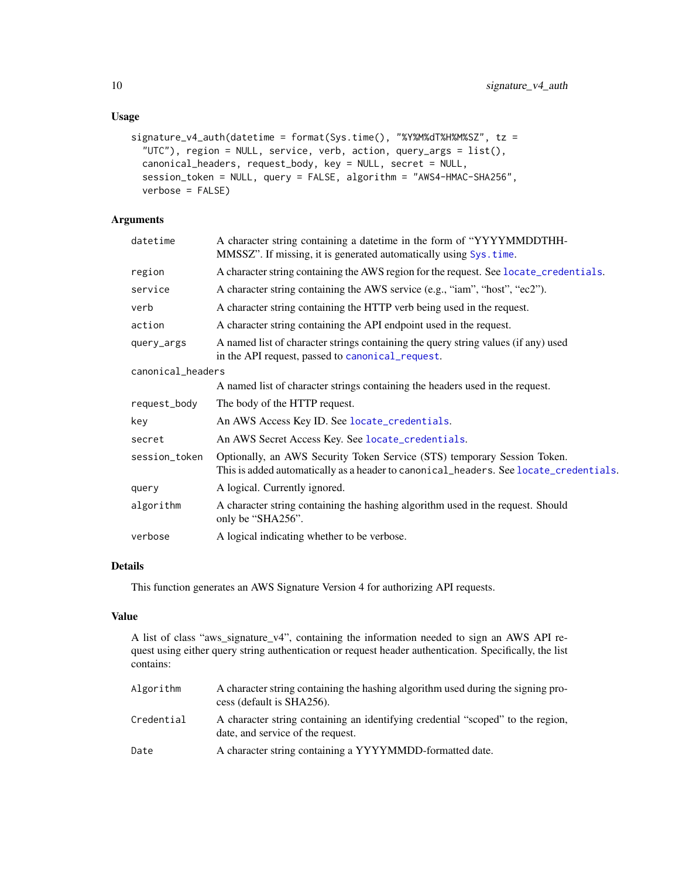### Usage

```
signature_v4_auth(datetime = format(Sys.time(), "%Y%M%dT%H%M%SZ", tz =
  "UTC"), region = NULL, service, verb, action, query_args = list(),
  canonical_headers, request_body, key = NULL, secret = NULL,
  session_token = NULL, query = FALSE, algorithm = "AWS4-HMAC-SHA256",
  verbose = FALSE)
```

### Arguments

| | |
|---|---|
| `datetime` | A character string containing a datetime in the form of "YYYYMMDDTHH-MMSSZ". If missing, it is generated automatically using `Sys.time`. |
| `region` | A character string containing the AWS region for the request. See `locate_credentials`. |
| `service` | A character string containing the AWS service (e.g., "iam", "host", "ec2"). |
| `verb` | A character string containing the HTTP verb being used in the request. |
| `action` | A character string containing the API endpoint used in the request. |
| `query_args` | A named list of character strings containing the query string values (if any) used in the API request, passed to `canonical_request`. |
| `canonical_headers` | A named list of character strings containing the headers used in the request. |
| `request_body` | The body of the HTTP request. |
| `key` | An AWS Access Key ID. See `locate_credentials`. |
| `secret` | An AWS Secret Access Key. See `locate_credentials`. |
| `session_token` | Optionally, an AWS Security Token Service (STS) temporary Session Token. This is added automatically as a header to `canonical_headers`. See `locate_credentials`. |
| `query` | A logical. Currently ignored. |
| `algorithm` | A character string containing the hashing algorithm used in the request. Should only be "SHA256". |
| `verbose` | A logical indicating whether to be verbose. |

### Details

This function generates an AWS Signature Version 4 for authorizing API requests.

### Value

A list of class "aws_signature_v4", containing the information needed to sign an AWS API request using either query string authentication or request header authentication. Specifically, the list contains:

| | |
|---|---|
| `Algorithm` | A character string containing the hashing algorithm used during the signing process (default is SHA256). |
| `Credential` | A character string containing an identifying credential "scoped" to the region, date, and service of the request. |
| `Date` | A character string containing a YYYYMMDD-formatted date. |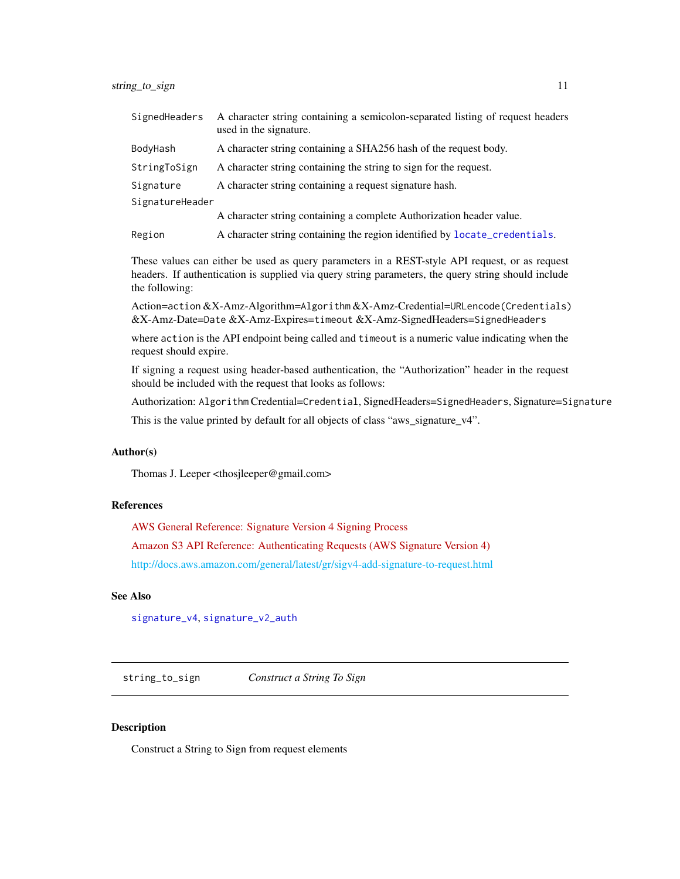| | |
|---|---|
| `SignedHeaders` | A character string containing a semicolon-separated listing of request headers used in the signature. |
| `BodyHash` | A character string containing a SHA256 hash of the request body. |
| `StringToSign` | A character string containing the string to sign for the request. |
| `Signature` | A character string containing a request signature hash. |
| `SignatureHeader` | A character string containing a complete Authorization header value. |
| `Region` | A character string containing the region identified by `locate_credentials`. |

These values can either be used as query parameters in a REST-style API request, or as request headers. If authentication is supplied via query string parameters, the query string should include the following:

Action=`action` &X-Amz-Algorithm=`Algorithm` &X-Amz-Credential=`URLencode(Credentials)` &X-Amz-Date=`Date` &X-Amz-Expires=`timeout` &X-Amz-SignedHeaders=`SignedHeaders`

where `action` is the API endpoint being called and `timeout` is a numeric value indicating when the request should expire.

If signing a request using header-based authentication, the "Authorization" header in the request should be included with the request that looks as follows:

Authorization: `Algorithm` Credential=`Credential`, SignedHeaders=`SignedHeaders`, Signature=`Signature`

This is the value printed by default for all objects of class "aws_signature_v4".

### Author(s)

Thomas J. Leeper <thosjleeper@gmail.com>

### References

AWS General Reference: Signature Version 4 Signing Process

Amazon S3 API Reference: Authenticating Requests (AWS Signature Version 4)

http://docs.aws.amazon.com/general/latest/gr/sigv4-add-signature-to-request.html

### See Also

`signature_v4`, `signature_v2_auth`

---

## `string_to_sign` *Construct a String To Sign*

---

### Description

Construct a String to Sign from request elements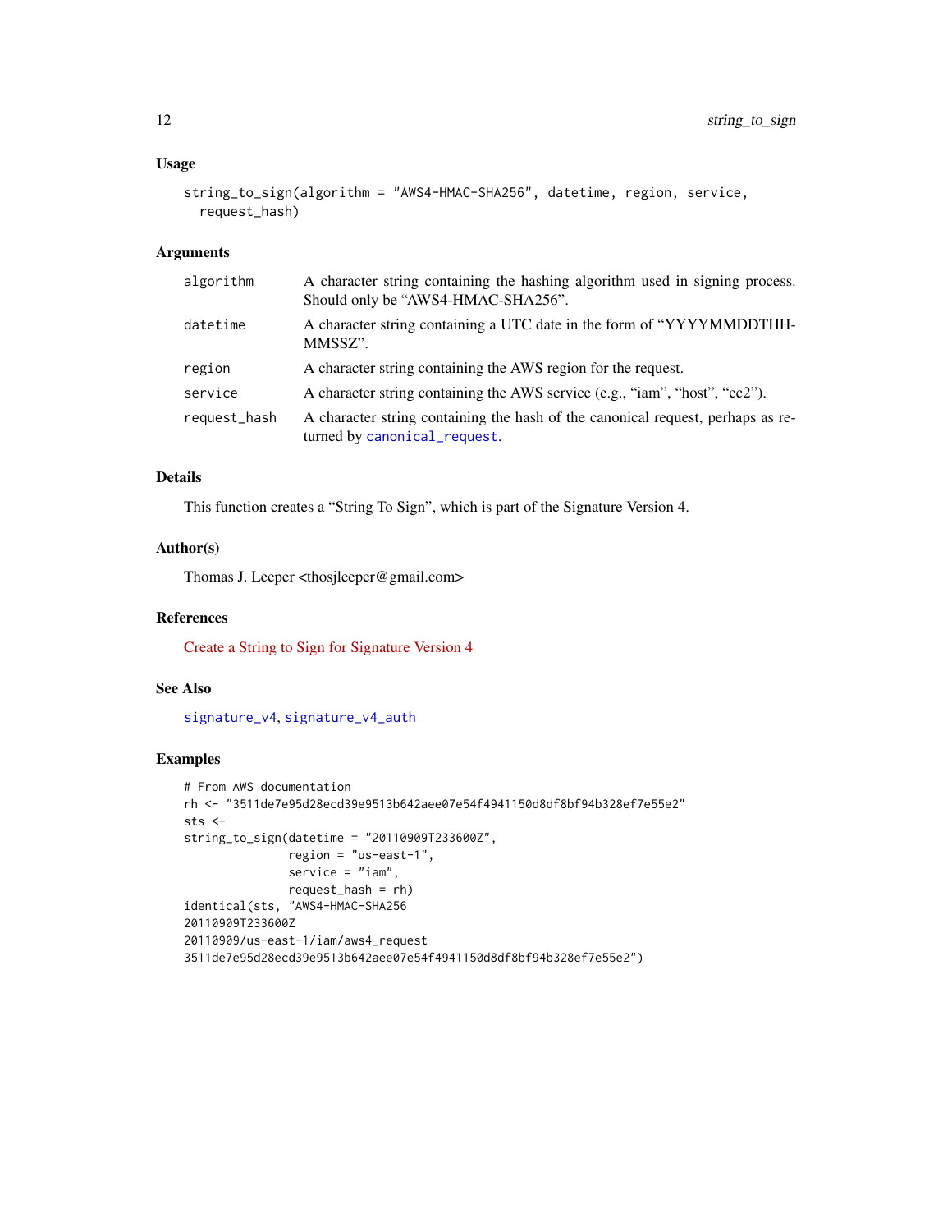## Usage

```
string_to_sign(algorithm = "AWS4-HMAC-SHA256", datetime, region, service,
  request_hash)
```

## Arguments

| | |
|---|---|
| algorithm | A character string containing the hashing algorithm used in signing process. Should only be "AWS4-HMAC-SHA256". |
| datetime | A character string containing a UTC date in the form of "YYYYMMDDTHH-MMSSZ". |
| region | A character string containing the AWS region for the request. |
| service | A character string containing the AWS service (e.g., "iam", "host", "ec2"). |
| request_hash | A character string containing the hash of the canonical request, perhaps as returned by canonical_request. |

## Details

This function creates a "String To Sign", which is part of the Signature Version 4.

## Author(s)

Thomas J. Leeper <thosjleeper@gmail.com>

## References

Create a String to Sign for Signature Version 4

## See Also

signature_v4, signature_v4_auth

## Examples

```
# From AWS documentation
rh <- "3511de7e95d28ecd39e9513b642aee07e54f4941150d8df8bf94b328ef7e55e2"
sts <-
string_to_sign(datetime = "20110909T233600Z",
               region = "us-east-1",
               service = "iam",
               request_hash = rh)
identical(sts, "AWS4-HMAC-SHA256
20110909T233600Z
20110909/us-east-1/iam/aws4_request
3511de7e95d28ecd39e9513b642aee07e54f4941150d8df8bf94b328ef7e55e2")
```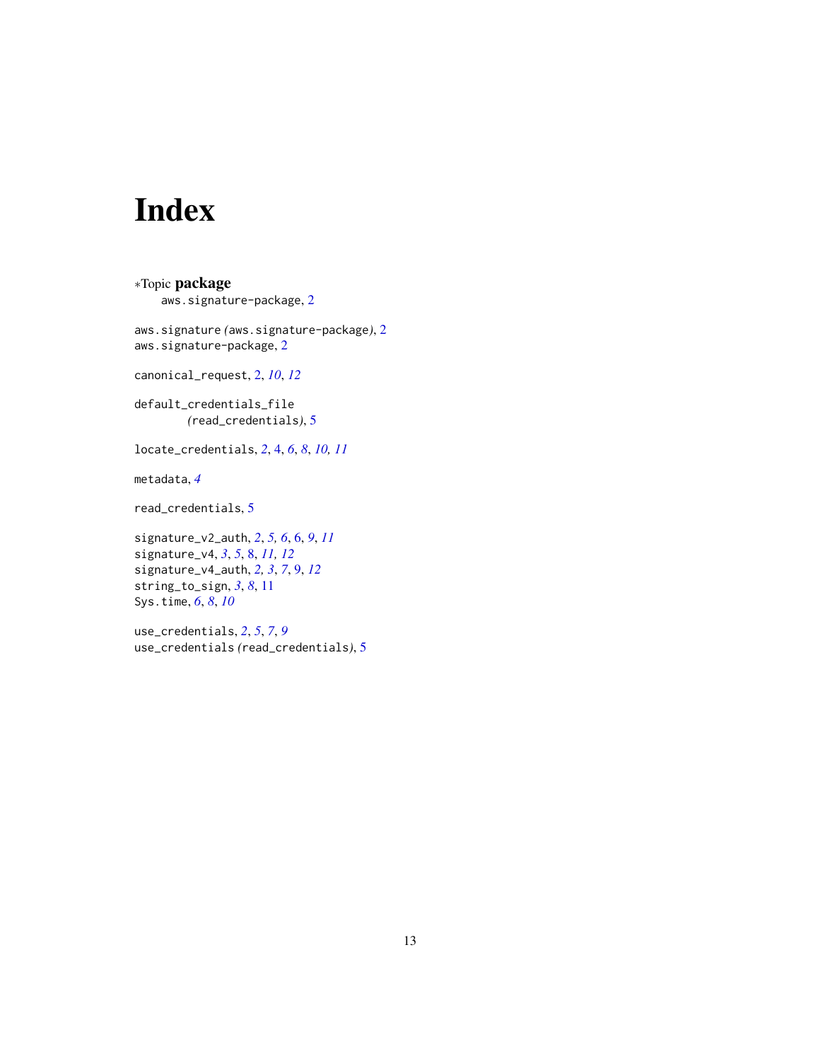# Index

*Topic **package**
    aws.signature-package, 2

aws.signature (aws.signature-package), 2
aws.signature-package, 2

canonical_request, 2, *10*, *12*

default_credentials_file
        (read_credentials), 5

locate_credentials, *2*, 4, *6*, *8*, *10, 11*

metadata, *4*

read_credentials, 5

signature_v2_auth, *2*, *5, 6*, 6, *9*, *11*
signature_v4, *3*, *5*, 8, *11, 12*
signature_v4_auth, *2, 3*, *7*, 9, *12*
string_to_sign, *3*, *8*, 11
Sys.time, *6*, *8*, *10*

use_credentials, *2*, *5*, *7*, *9*
use_credentials (read_credentials), 5